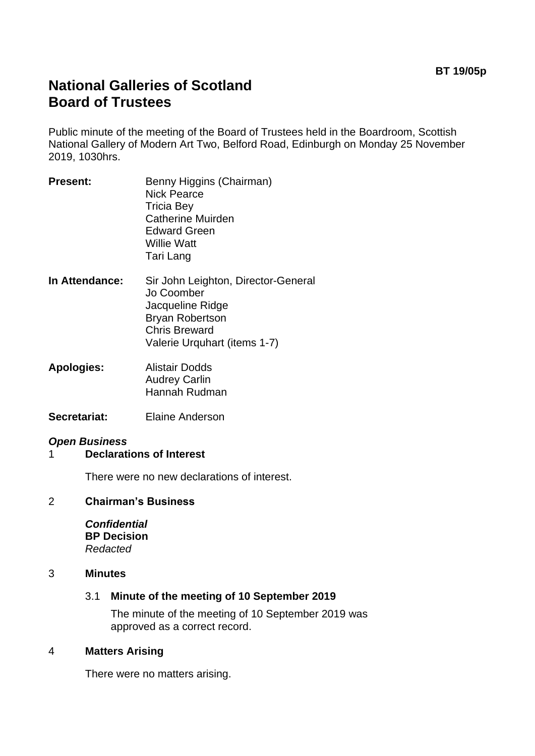**BT 19/05p**

# National Galleries of Scotland
# Board of Trustees

Public minute of the meeting of the Board of Trustees held in the Boardroom, Scottish National Gallery of Modern Art Two, Belford Road, Edinburgh on Monday 25 November 2019, 1030hrs.

**Present:** Benny Higgins (Chairman)
Nick Pearce
Tricia Bey
Catherine Muirden
Edward Green
Willie Watt
Tari Lang

**In Attendance:** Sir John Leighton, Director-General
Jo Coomber
Jacqueline Ridge
Bryan Robertson
Chris Breward
Valerie Urquhart (items 1-7)

**Apologies:** Alistair Dodds
Audrey Carlin
Hannah Rudman

**Secretariat:** Elaine Anderson

***Open Business***

1 **Declarations of Interest**

There were no new declarations of interest.

2 **Chairman's Business**

***Confidential***
**BP Decision**
*Redacted*

3 **Minutes**

3.1 **Minute of the meeting of 10 September 2019**

The minute of the meeting of 10 September 2019 was approved as a correct record.

4 **Matters Arising**

There were no matters arising.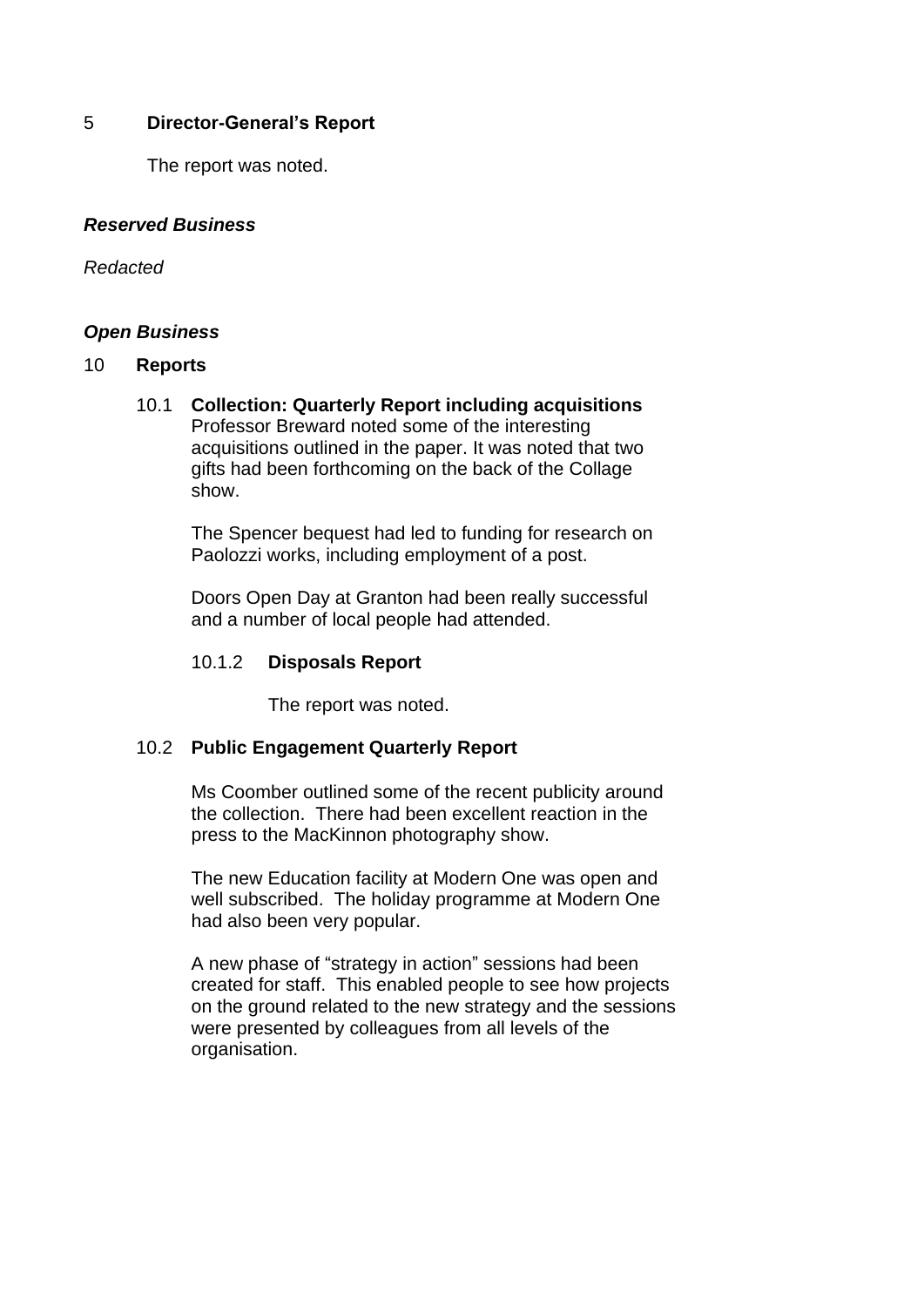## 5 Director-General's Report

The report was noted.

***Reserved Business***

*Redacted*

***Open Business***

## 10 Reports

### 10.1 Collection: Quarterly Report including acquisitions

Professor Breward noted some of the interesting acquisitions outlined in the paper. It was noted that two gifts had been forthcoming on the back of the Collage show.

The Spencer bequest had led to funding for research on Paolozzi works, including employment of a post.

Doors Open Day at Granton had been really successful and a number of local people had attended.

#### 10.1.2 Disposals Report

The report was noted.

### 10.2 Public Engagement Quarterly Report

Ms Coomber outlined some of the recent publicity around the collection. There had been excellent reaction in the press to the MacKinnon photography show.

The new Education facility at Modern One was open and well subscribed. The holiday programme at Modern One had also been very popular.

A new phase of "strategy in action" sessions had been created for staff. This enabled people to see how projects on the ground related to the new strategy and the sessions were presented by colleagues from all levels of the organisation.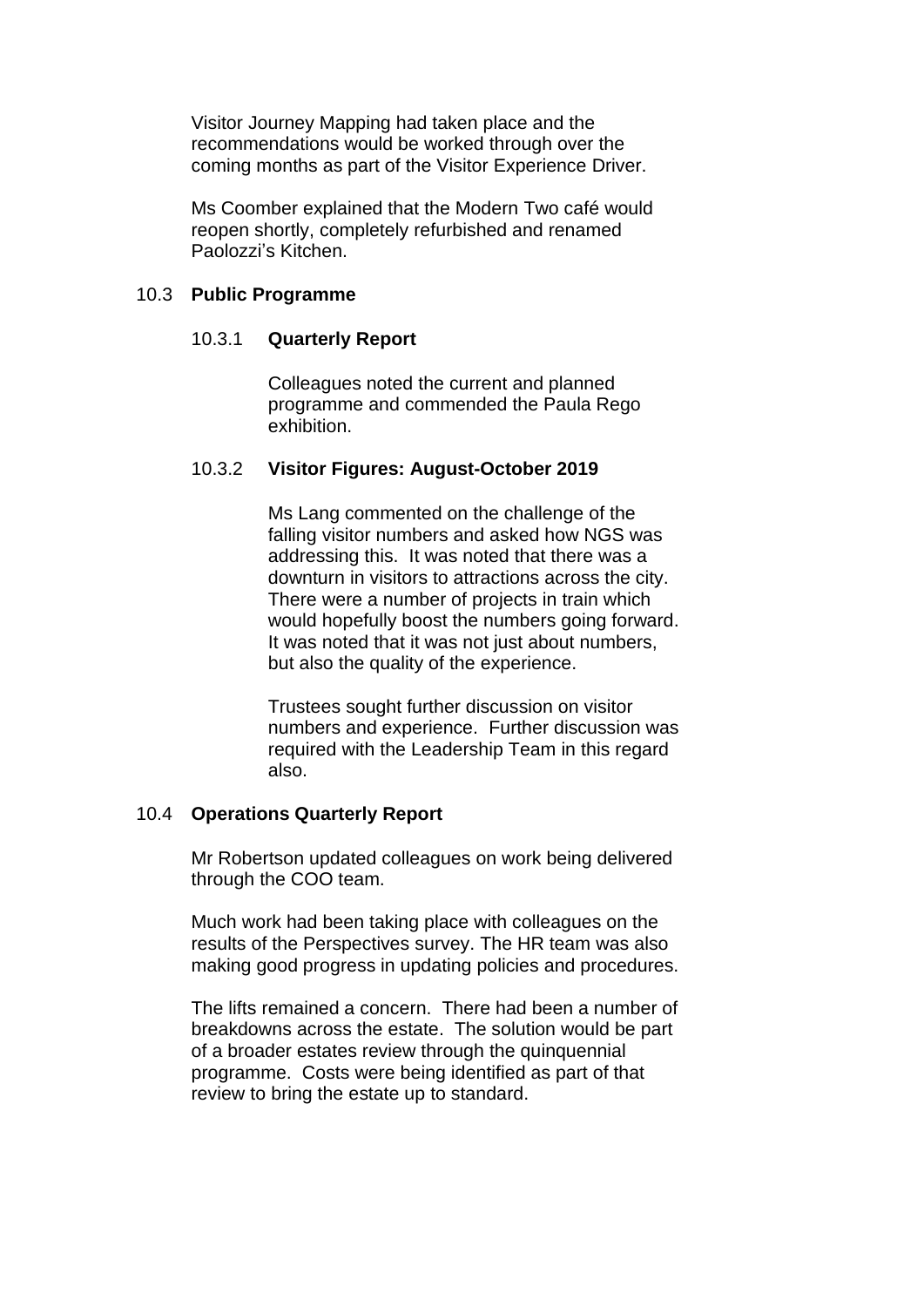Visitor Journey Mapping had taken place and the recommendations would be worked through over the coming months as part of the Visitor Experience Driver.

Ms Coomber explained that the Modern Two café would reopen shortly, completely refurbished and renamed Paolozzi's Kitchen.

### 10.3 **Public Programme**

#### 10.3.1 **Quarterly Report**

Colleagues noted the current and planned programme and commended the Paula Rego exhibition.

#### 10.3.2 **Visitor Figures: August-October 2019**

Ms Lang commented on the challenge of the falling visitor numbers and asked how NGS was addressing this. It was noted that there was a downturn in visitors to attractions across the city. There were a number of projects in train which would hopefully boost the numbers going forward. It was noted that it was not just about numbers, but also the quality of the experience.

Trustees sought further discussion on visitor numbers and experience. Further discussion was required with the Leadership Team in this regard also.

### 10.4 **Operations Quarterly Report**

Mr Robertson updated colleagues on work being delivered through the COO team.

Much work had been taking place with colleagues on the results of the Perspectives survey. The HR team was also making good progress in updating policies and procedures.

The lifts remained a concern. There had been a number of breakdowns across the estate. The solution would be part of a broader estates review through the quinquennial programme. Costs were being identified as part of that review to bring the estate up to standard.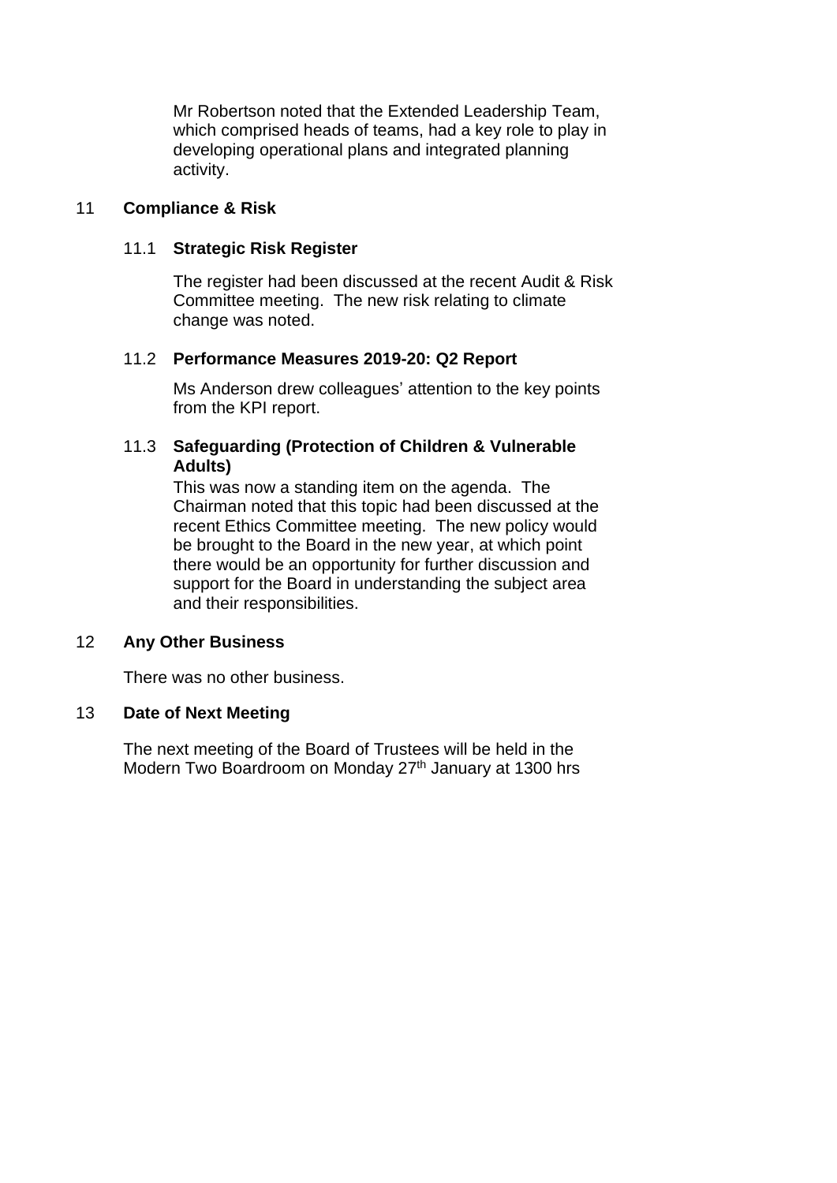Mr Robertson noted that the Extended Leadership Team, which comprised heads of teams, had a key role to play in developing operational plans and integrated planning activity.

## 11 Compliance & Risk

### 11.1 Strategic Risk Register

The register had been discussed at the recent Audit & Risk Committee meeting. The new risk relating to climate change was noted.

### 11.2 Performance Measures 2019-20: Q2 Report

Ms Anderson drew colleagues' attention to the key points from the KPI report.

### 11.3 Safeguarding (Protection of Children & Vulnerable Adults)

This was now a standing item on the agenda. The Chairman noted that this topic had been discussed at the recent Ethics Committee meeting. The new policy would be brought to the Board in the new year, at which point there would be an opportunity for further discussion and support for the Board in understanding the subject area and their responsibilities.

## 12 Any Other Business

There was no other business.

## 13 Date of Next Meeting

The next meeting of the Board of Trustees will be held in the Modern Two Boardroom on Monday 27th January at 1300 hrs